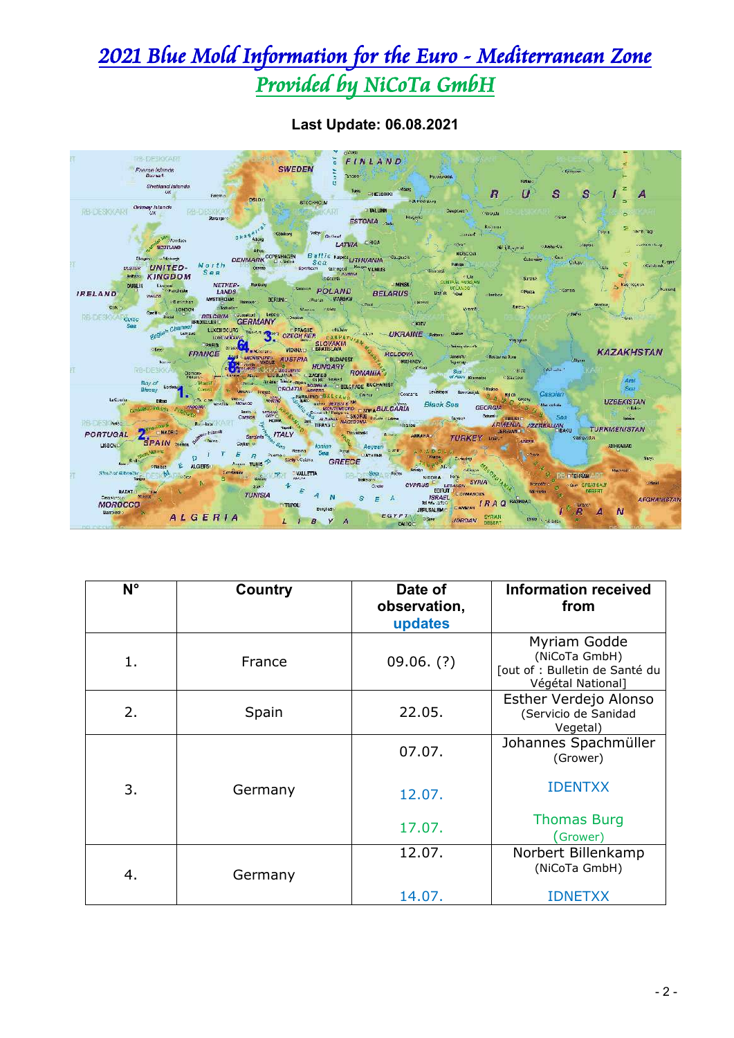# *2021 Blue Mold Information for the Euro - Mediterranean Zone*

## *Provided by NiCoTa GmbH*

**Last Update: 06.08.2021**

| N° | Country | Date of observation, updates | Information received from |
| --- | --- | --- | --- |
| 1. | France | 09.06. (?) | Myriam Godde (NiCoTa GmbH) [out of : Bulletin de Santé du Végétal National] |
| 2. | Spain | 22.05. | Esther Verdejo Alonso (Servicio de Sanidad Vegetal) |
| 3. | Germany | 07.07. | Johannes Spachmüller (Grower) |
| | | 12.07. | IDENTXX |
| | | 17.07. | Thomas Burg (Grower) |
| 4. | Germany | 12.07. | Norbert Billenkamp (NiCoTa GmbH) |
| | | 14.07. | IDNETXX |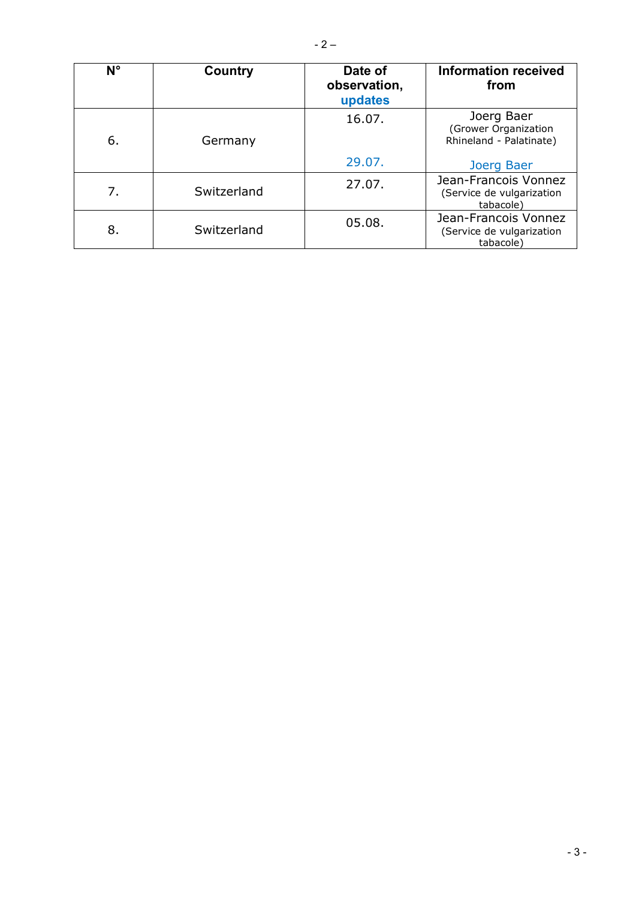| N° | Country | Date of observation, updates | Information received from |
|---|---|---|---|
| 6. | Germany | 16.07.<br><br>29.07. | Joerg Baer (Grower Organization Rhineland - Palatinate)<br><br>Joerg Baer |
| 7. | Switzerland | 27.07. | Jean-Francois Vonnez (Service de vulgarization tabacole) |
| 8. | Switzerland | 05.08. | Jean-Francois Vonnez (Service de vulgarization tabacole) |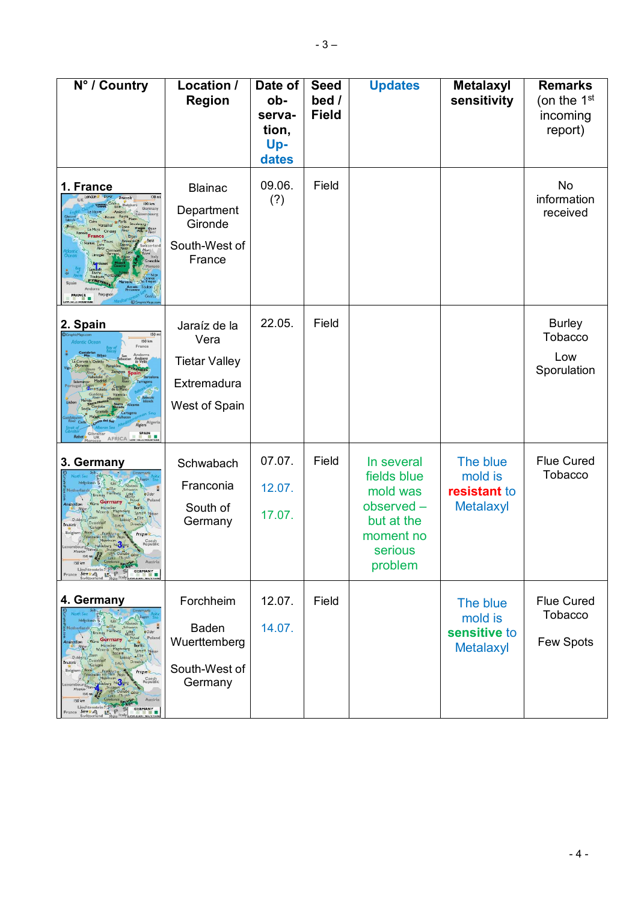| N° / Country | Location / Region | Date of observation, Updates | Seed bed / Field | Updates | Metalaxyl sensitivity | Remarks (on the 1st incoming report) |
|---|---|---|---|---|---|---|
| **1. France** | Blainac<br>Department Gironde<br>South-West of France | 09.06. (?) | Field | | | No information received |
| **2. Spain** | Jaraíz de la Vera<br>Tietar Valley<br>Extremadura<br>West of Spain | 22.05. | Field | | | Burley Tobacco<br>Low Sporulation |
| **3. Germany** | Schwabach<br>Franconia<br>South of Germany | 07.07.<br>12.07.<br>17.07. | Field | In several fields blue mold was observed – but at the moment no serious problem | The blue mold is **resistant** to Metalaxyl | Flue Cured Tobacco |
| **4. Germany** | Forchheim<br>Baden Wuerttemberg<br>South-West of Germany | 12.07.<br>14.07. | Field | | The blue mold is **sensitive** to Metalaxyl | Flue Cured Tobacco<br>Few Spots |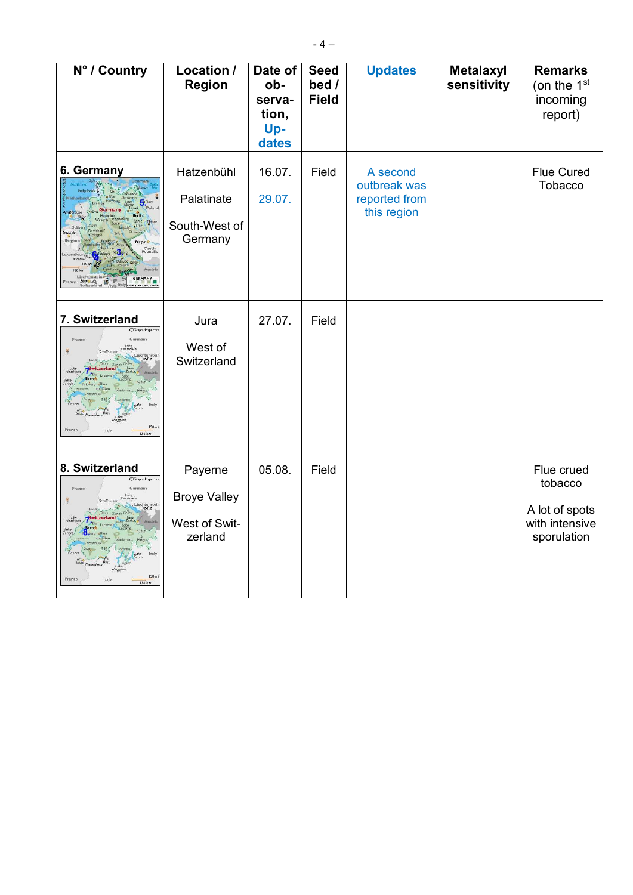| N° / Country | Location / Region | Date of observation, Updates | Seed bed / Field | Updates | Metalaxyl sensitivity | Remarks (on the 1st incoming report) |
|---|---|---|---|---|---|---|
| 6. Germany | Hatzenbühl<br><br>Palatinate<br><br>South-West of Germany | 16.07.<br><br>29.07. | Field | A second outbreak was reported from this region | | Flue Cured Tobacco |
| 7. Switzerland | Jura<br><br>West of Switzerland | 27.07. | Field | | | |
| 8. Switzerland | Payerne<br><br>Broye Valley<br><br>West of Switzerland | 05.08. | Field | | | Flue crued tobacco<br><br>A lot of spots with intensive sporulation |